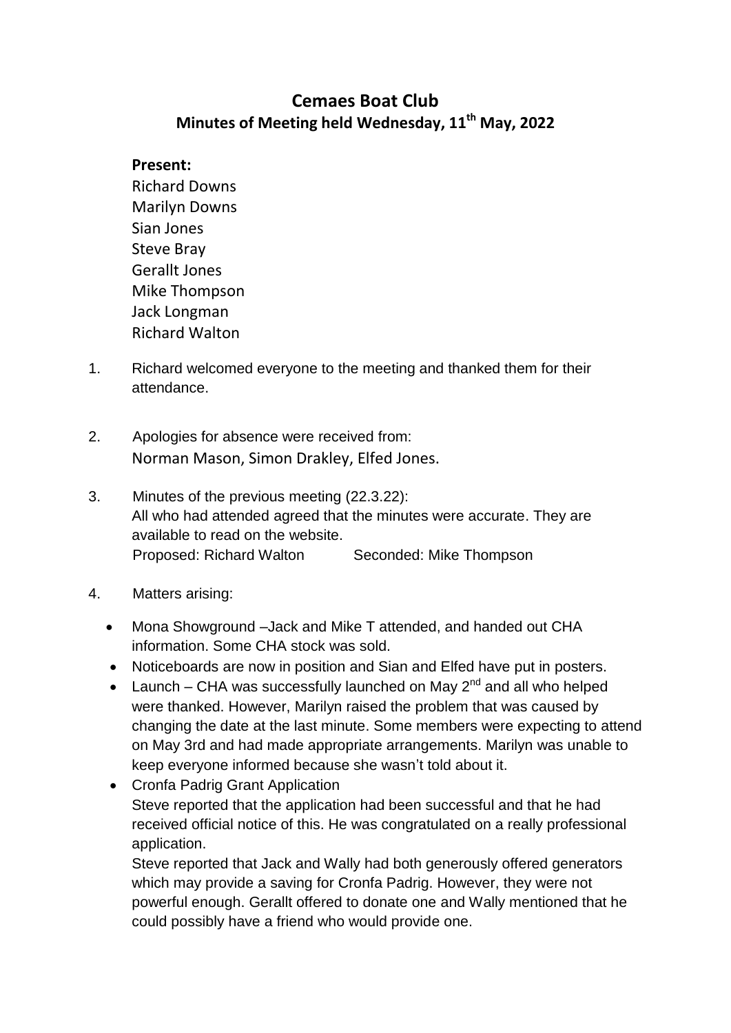# Cemaes Boat Club

## Minutes of Meeting held Wednesday, 11th May, 2022

**Present:**

Richard Downs
Marilyn Downs
Sian Jones
Steve Bray
Gerallt Jones
Mike Thompson
Jack Longman
Richard Walton

1. Richard welcomed everyone to the meeting and thanked them for their attendance.

2. Apologies for absence were received from:
   Norman Mason, Simon Drakley, Elfed Jones.

3. Minutes of the previous meeting (22.3.22):
   All who had attended agreed that the minutes were accurate. They are available to read on the website.
   Proposed: Richard Walton     Seconded: Mike Thompson

4. Matters arising:
   - Mona Showground –Jack and Mike T attended, and handed out CHA information. Some CHA stock was sold.
   - Noticeboards are now in position and Sian and Elfed have put in posters.
   - Launch – CHA was successfully launched on May 2nd and all who helped were thanked. However, Marilyn raised the problem that was caused by changing the date at the last minute. Some members were expecting to attend on May 3rd and had made appropriate arrangements. Marilyn was unable to keep everyone informed because she wasn't told about it.
   - Cronfa Padrig Grant Application
     Steve reported that the application had been successful and that he had received official notice of this. He was congratulated on a really professional application.
     Steve reported that Jack and Wally had both generously offered generators which may provide a saving for Cronfa Padrig. However, they were not powerful enough. Gerallt offered to donate one and Wally mentioned that he could possibly have a friend who would provide one.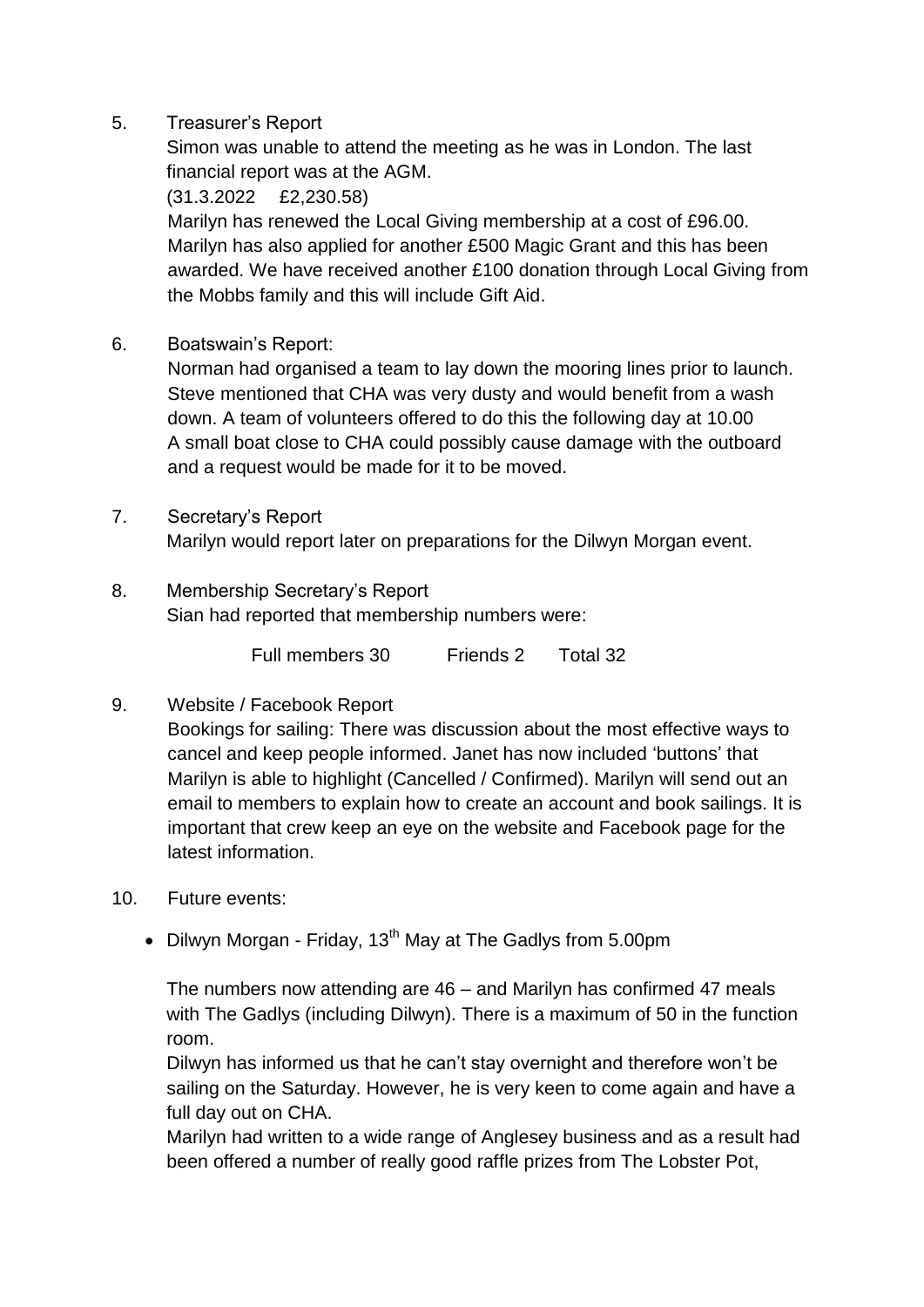5. Treasurer's Report

   Simon was unable to attend the meeting as he was in London. The last financial report was at the AGM.

   (31.3.2022 £2,230.58)

   Marilyn has renewed the Local Giving membership at a cost of £96.00. Marilyn has also applied for another £500 Magic Grant and this has been awarded. We have received another £100 donation through Local Giving from the Mobbs family and this will include Gift Aid.

6. Boatswain's Report:

   Norman had organised a team to lay down the mooring lines prior to launch. Steve mentioned that CHA was very dusty and would benefit from a wash down. A team of volunteers offered to do this the following day at 10.00

   A small boat close to CHA could possibly cause damage with the outboard and a request would be made for it to be moved.

7. Secretary's Report

   Marilyn would report later on preparations for the Dilwyn Morgan event.

8. Membership Secretary's Report

   Sian had reported that membership numbers were:

   Full members 30 Friends 2 Total 32

9. Website / Facebook Report

   Bookings for sailing: There was discussion about the most effective ways to cancel and keep people informed. Janet has now included 'buttons' that Marilyn is able to highlight (Cancelled / Confirmed). Marilyn will send out an email to members to explain how to create an account and book sailings. It is important that crew keep an eye on the website and Facebook page for the latest information.

10. Future events:

    - Dilwyn Morgan - Friday, 13th May at The Gadlys from 5.00pm

    The numbers now attending are 46 – and Marilyn has confirmed 47 meals with The Gadlys (including Dilwyn). There is a maximum of 50 in the function room.

    Dilwyn has informed us that he can't stay overnight and therefore won't be sailing on the Saturday. However, he is very keen to come again and have a full day out on CHA.

    Marilyn had written to a wide range of Anglesey business and as a result had been offered a number of really good raffle prizes from The Lobster Pot,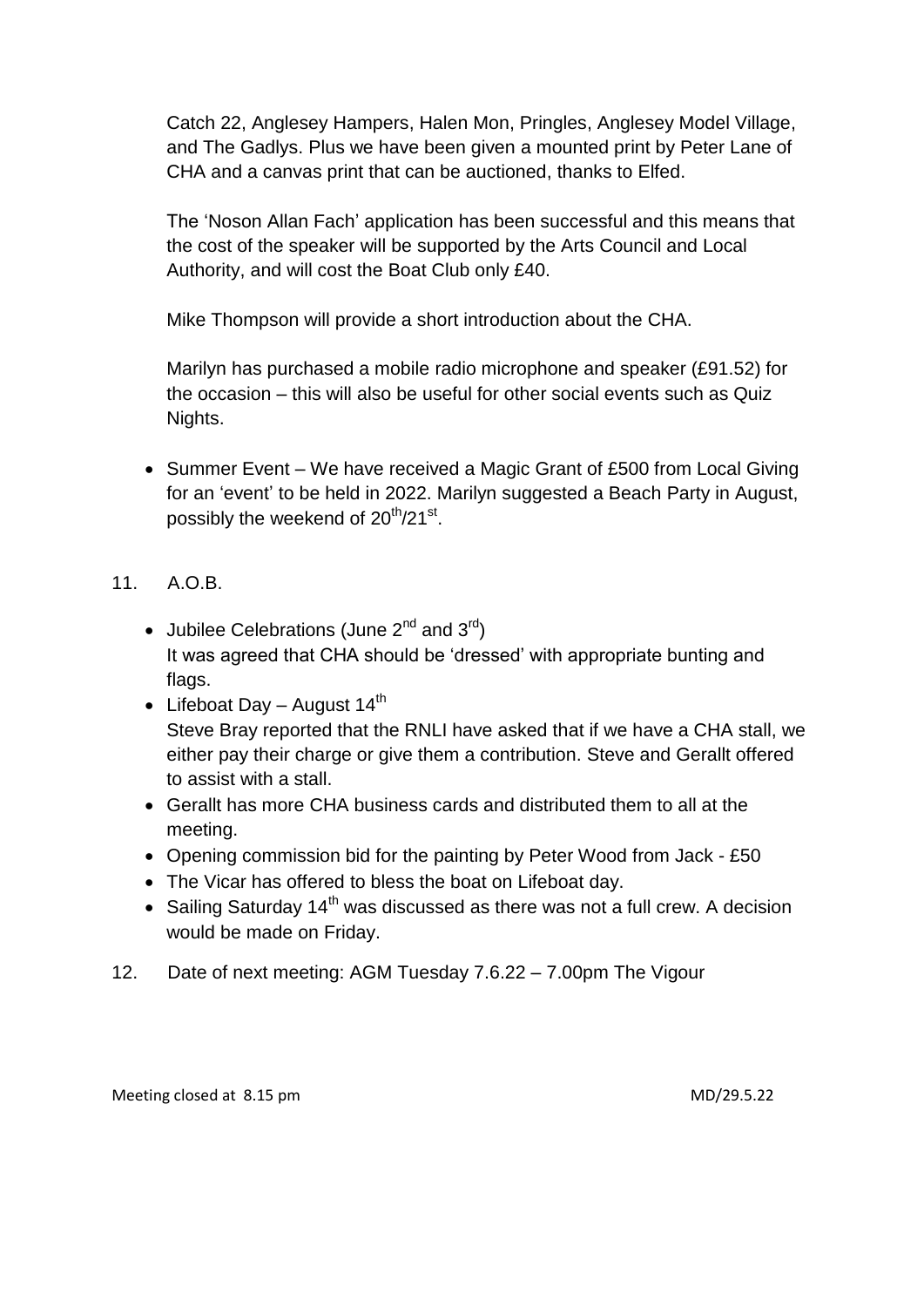Catch 22, Anglesey Hampers, Halen Mon, Pringles, Anglesey Model Village, and The Gadlys. Plus we have been given a mounted print by Peter Lane of CHA and a canvas print that can be auctioned, thanks to Elfed.

The 'Noson Allan Fach' application has been successful and this means that the cost of the speaker will be supported by the Arts Council and Local Authority, and will cost the Boat Club only £40.

Mike Thompson will provide a short introduction about the CHA.

Marilyn has purchased a mobile radio microphone and speaker (£91.52) for the occasion – this will also be useful for other social events such as Quiz Nights.

- Summer Event – We have received a Magic Grant of £500 from Local Giving for an 'event' to be held in 2022. Marilyn suggested a Beach Party in August, possibly the weekend of 20th/21st.

11. A.O.B.

- Jubilee Celebrations (June 2nd and 3rd)
  It was agreed that CHA should be 'dressed' with appropriate bunting and flags.
- Lifeboat Day – August 14th
  Steve Bray reported that the RNLI have asked that if we have a CHA stall, we either pay their charge or give them a contribution. Steve and Gerallt offered to assist with a stall.
- Gerallt has more CHA business cards and distributed them to all at the meeting.
- Opening commission bid for the painting by Peter Wood from Jack - £50
- The Vicar has offered to bless the boat on Lifeboat day.
- Sailing Saturday 14th was discussed as there was not a full crew. A decision would be made on Friday.

12. Date of next meeting: AGM Tuesday 7.6.22 – 7.00pm The Vigour

Meeting closed at 8.15 pm MD/29.5.22